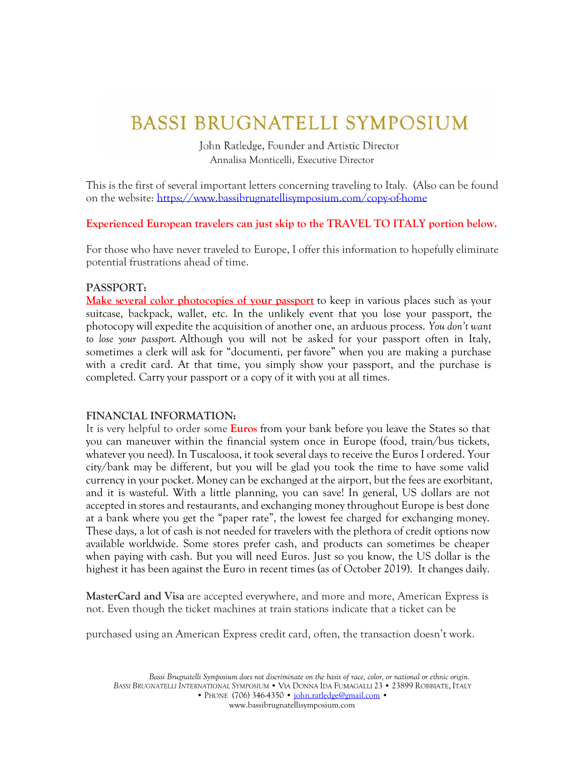# BASSI BRUGNATELLI SYMPOSIUM

John Ratledge, Founder and Artistic Director
Annalisa Monticelli, Executive Director

This is the first of several important letters concerning traveling to Italy. (Also can be found on the website: https://www.bassibrugnatellisymposium.com/copy-of-home

**Experienced European travelers can just skip to the TRAVEL TO ITALY portion below.**

For those who have never traveled to Europe, I offer this information to hopefully eliminate potential frustrations ahead of time.

**PASSPORT:**
**Make several color photocopies of your passport** to keep in various places such as your suitcase, backpack, wallet, etc. In the unlikely event that you lose your passport, the photocopy will expedite the acquisition of another one, an arduous process. *You don't want to lose your passport.* Although you will not be asked for your passport often in Italy, sometimes a clerk will ask for "documenti, per favore" when you are making a purchase with a credit card. At that time, you simply show your passport, and the purchase is completed. Carry your passport or a copy of it with you at all times.

**FINANCIAL INFORMATION:**
It is very helpful to order some **Euros** from your bank before you leave the States so that you can maneuver within the financial system once in Europe (food, train/bus tickets, whatever you need). In Tuscaloosa, it took several days to receive the Euros I ordered. Your city/bank may be different, but you will be glad you took the time to have some valid currency in your pocket. Money can be exchanged at the airport, but the fees are exorbitant, and it is wasteful. With a little planning, you can save! In general, US dollars are not accepted in stores and restaurants, and exchanging money throughout Europe is best done at a bank where you get the "paper rate", the lowest fee charged for exchanging money. These days, a lot of cash is not needed for travelers with the plethora of credit options now available worldwide. Some stores prefer cash, and products can sometimes be cheaper when paying with cash. But you will need Euros. Just so you know, the US dollar is the highest it has been against the Euro in recent times (as of October 2019). It changes daily.

**MasterCard and Visa** are accepted everywhere, and more and more, American Express is not. Even though the ticket machines at train stations indicate that a ticket can be purchased using an American Express credit card, often, the transaction doesn't work.

*Bassi Brugnatelli Symposium does not discriminate on the basis of race, color, or national or ethnic origin.*
*Bassi Brugnatelli International Symposium* • Via Donna Ida Fumagalli 23 • 23899 Robbiate, Italy
• Phone (706) 346-4350 • john.ratledge@gmail.com •
www.bassibrugnatellisymposium.com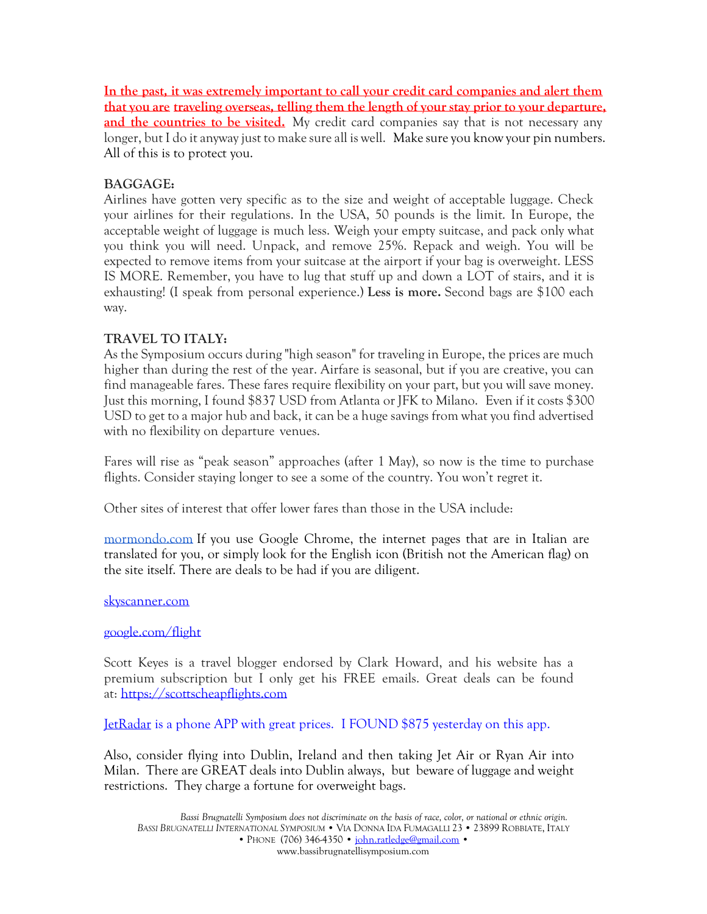**In the past, it was extremely important to call your credit card companies and alert them that you are traveling overseas, telling them the length of your stay prior to your departure, and the countries to be visited.** My credit card companies say that is not necessary any longer, but I do it anyway just to make sure all is well. Make sure you know your pin numbers. All of this is to protect you.

**BAGGAGE:**
Airlines have gotten very specific as to the size and weight of acceptable luggage. Check your airlines for their regulations. In the USA, 50 pounds is the limit. In Europe, the acceptable weight of luggage is much less. Weigh your empty suitcase, and pack only what you think you will need. Unpack, and remove 25%. Repack and weigh. You will be expected to remove items from your suitcase at the airport if your bag is overweight. LESS IS MORE. Remember, you have to lug that stuff up and down a LOT of stairs, and it is exhausting! (I speak from personal experience.) **Less is more.** Second bags are $100 each way.

**TRAVEL TO ITALY:**
As the Symposium occurs during "high season" for traveling in Europe, the prices are much higher than during the rest of the year. Airfare is seasonal, but if you are creative, you can find manageable fares. These fares require flexibility on your part, but you will save money. Just this morning, I found $837 USD from Atlanta or JFK to Milano. Even if it costs $300 USD to get to a major hub and back, it can be a huge savings from what you find advertised with no flexibility on departure venues.

Fares will rise as "peak season" approaches (after 1 May), so now is the time to purchase flights. Consider staying longer to see a some of the country. You won't regret it.

Other sites of interest that offer lower fares than those in the USA include:

mormondo.com If you use Google Chrome, the internet pages that are in Italian are translated for you, or simply look for the English icon (British not the American flag) on the site itself. There are deals to be had if you are diligent.

skyscanner.com

google.com/flight

Scott Keyes is a travel blogger endorsed by Clark Howard, and his website has a premium subscription but I only get his FREE emails. Great deals can be found at: https://scottscheapflights.com

JetRadar is a phone APP with great prices. I FOUND $875 yesterday on this app.

Also, consider flying into Dublin, Ireland and then taking Jet Air or Ryan Air into Milan. There are GREAT deals into Dublin always, but beware of luggage and weight restrictions. They charge a fortune for overweight bags.

*Bassi Brugnatelli Symposium does not discriminate on the basis of race, color, or national or ethnic origin.*
*Bassi Brugnatelli International Symposium* • Via Donna Ida Fumagalli 23 • 23899 Robbiate, Italy
• Phone (706) 346-4350 • john.ratledge@gmail.com •
www.bassibrugnatellisymposium.com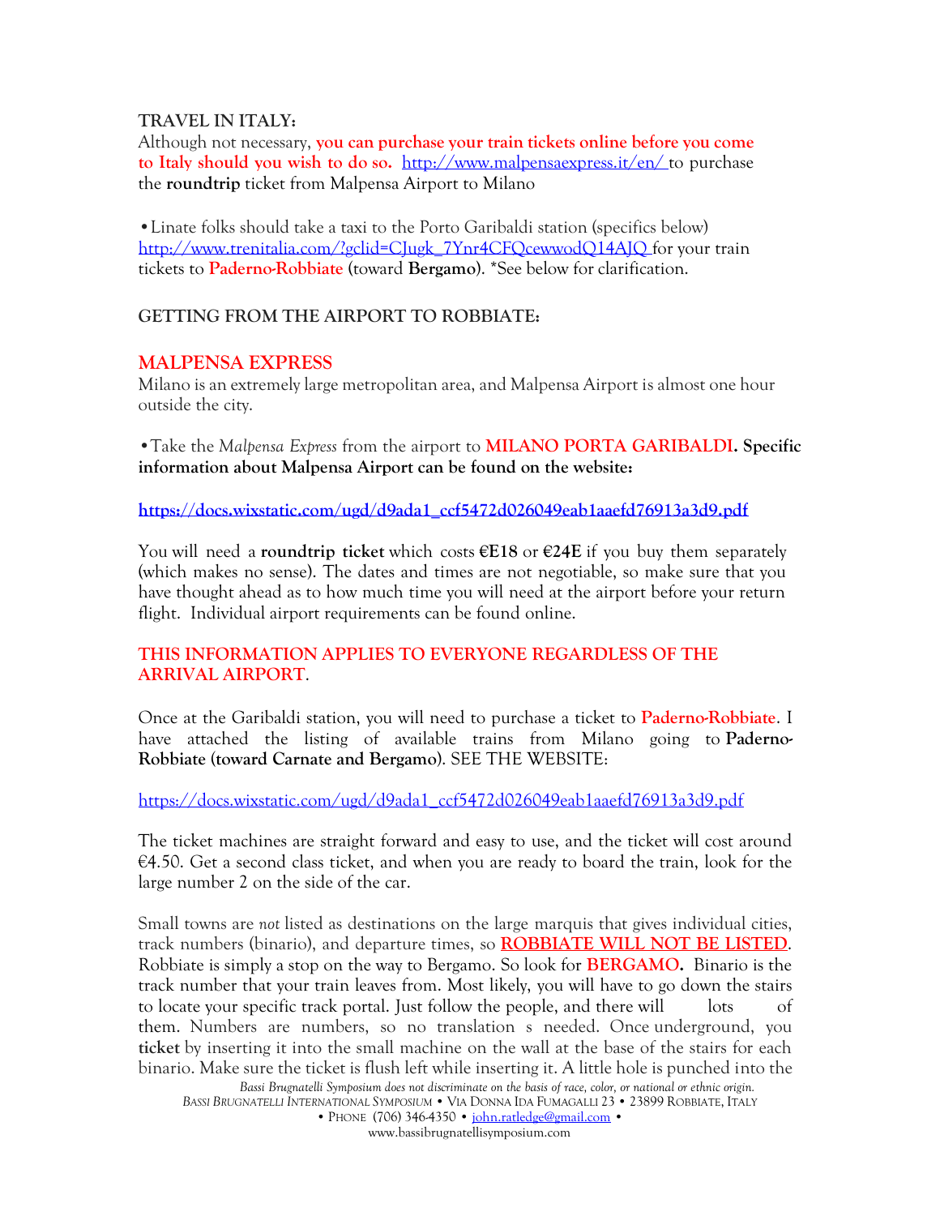**TRAVEL IN ITALY:**
Although not necessary, **you can purchase your train tickets online before you come to Italy should you wish to do so.** http://www.malpensaexpress.it/en/ to purchase the **roundtrip** ticket from Malpensa Airport to Milano

•Linate folks should take a taxi to the Porto Garibaldi station (specifics below) http://www.trenitalia.com/?gclid=CJugk_7Ynr4CFQcewwodQ14AJQ for your train tickets to Paderno-Robbiate (toward **Bergamo**). *See below for clarification.

**GETTING FROM THE AIRPORT TO ROBBIATE:**

## MALPENSA EXPRESS

Milano is an extremely large metropolitan area, and Malpensa Airport is almost one hour outside the city.

•Take the *Malpensa Express* from the airport to **MILANO PORTA GARIBALDI. Specific information about Malpensa Airport can be found on the website:**

**https://docs.wixstatic.com/ugd/d9ada1_ccf5472d026049eab1aaefd76913a3d9.pdf**

You will need a **roundtrip ticket** which costs **€E18** or **€24E** if you buy them separately (which makes no sense). The dates and times are not negotiable, so make sure that you have thought ahead as to how much time you will need at the airport before your return flight. Individual airport requirements can be found online.

**THIS INFORMATION APPLIES TO EVERYONE REGARDLESS OF THE ARRIVAL AIRPORT**.

Once at the Garibaldi station, you will need to purchase a ticket to Paderno-Robbiate. I have attached the listing of available trains from Milano going to **Paderno-Robbiate (toward Carnate and Bergamo)**. SEE THE WEBSITE:

https://docs.wixstatic.com/ugd/d9ada1_ccf5472d026049eab1aaefd76913a3d9.pdf

The ticket machines are straight forward and easy to use, and the ticket will cost around €4.50. Get a second class ticket, and when you are ready to board the train, look for the large number 2 on the side of the car.

Small towns are *not* listed as destinations on the large marquis that gives individual cities, track numbers (binario), and departure times, so **ROBBIATE WILL NOT BE LISTED**. Robbiate is simply a stop on the way to Bergamo. So look for **BERGAMO.** Binario is the track number that your train leaves from. Most likely, you will have to go down the stairs to locate your specific track portal. Just follow the people, and there will lots of them. Numbers are numbers, so no translation s needed. Once underground, you **ticket** by inserting it into the small machine on the wall at the base of the stairs for each binario. Make sure the ticket is flush left while inserting it. A little hole is punched into the

*Bassi Brugnatelli Symposium does not discriminate on the basis of race, color, or national or ethnic origin.*
*Bassi Brugnatelli International Symposium* • Via Donna Ida Fumagalli 23 • 23899 Robbiate, Italy
• Phone (706) 346-4350 • john.ratledge@gmail.com •
www.bassibrugnatellisymposium.com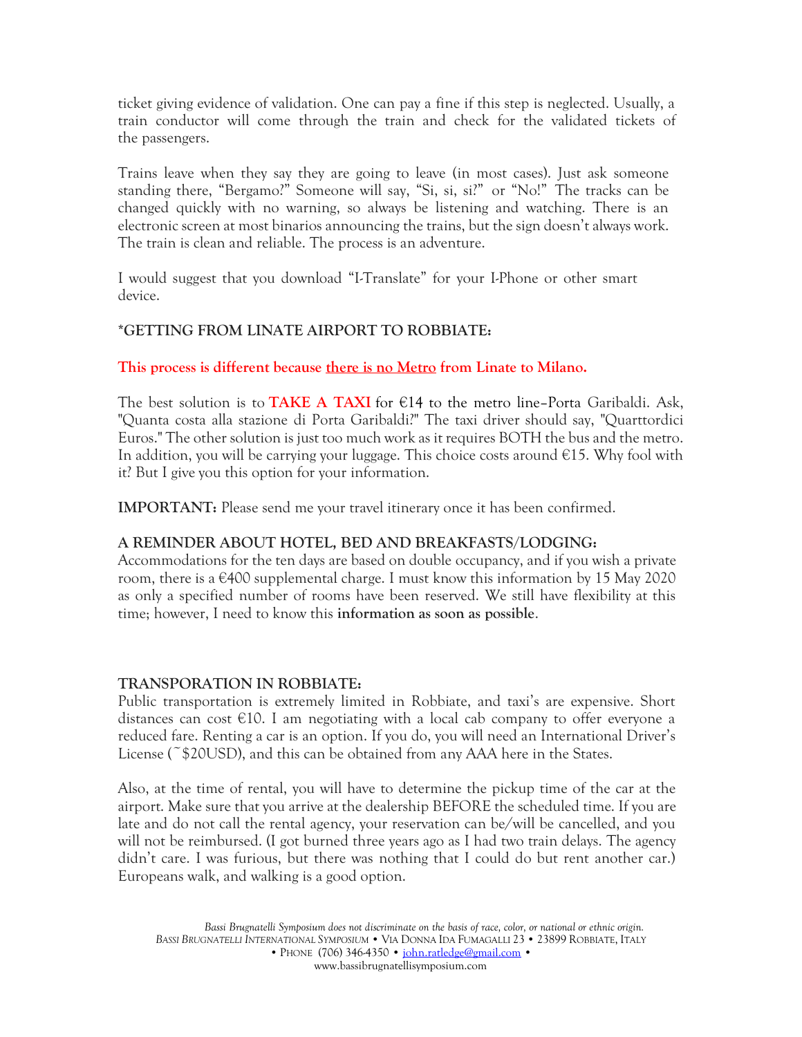ticket giving evidence of validation. One can pay a fine if this step is neglected. Usually, a train conductor will come through the train and check for the validated tickets of the passengers.

Trains leave when they say they are going to leave (in most cases). Just ask someone standing there, "Bergamo?" Someone will say, "Si, si, si?" or "No!" The tracks can be changed quickly with no warning, so always be listening and watching. There is an electronic screen at most binarios announcing the trains, but the sign doesn't always work. The train is clean and reliable. The process is an adventure.

I would suggest that you download "I-Translate" for your I-Phone or other smart device.

**\*GETTING FROM LINATE AIRPORT TO ROBBIATE:**

**This process is different because there is no Metro from Linate to Milano.**

The best solution is to **TAKE A TAXI** for €14 to the metro line–Porta Garibaldi. Ask, "Quanta costa alla stazione di Porta Garibaldi?" The taxi driver should say, "Quarttordici Euros." The other solution is just too much work as it requires BOTH the bus and the metro. In addition, you will be carrying your luggage. This choice costs around €15. Why fool with it? But I give you this option for your information.

**IMPORTANT:** Please send me your travel itinerary once it has been confirmed.

**A REMINDER ABOUT HOTEL, BED AND BREAKFASTS/LODGING:**

Accommodations for the ten days are based on double occupancy, and if you wish a private room, there is a €400 supplemental charge. I must know this information by 15 May 2020 as only a specified number of rooms have been reserved. We still have flexibility at this time; however, I need to know this **information as soon as possible**.

**TRANSPORATION IN ROBBIATE:**

Public transportation is extremely limited in Robbiate, and taxi's are expensive. Short distances can cost €10. I am negotiating with a local cab company to offer everyone a reduced fare. Renting a car is an option. If you do, you will need an International Driver's License (~$20USD), and this can be obtained from any AAA here in the States.

Also, at the time of rental, you will have to determine the pickup time of the car at the airport. Make sure that you arrive at the dealership BEFORE the scheduled time. If you are late and do not call the rental agency, your reservation can be/will be cancelled, and you will not be reimbursed. (I got burned three years ago as I had two train delays. The agency didn't care. I was furious, but there was nothing that I could do but rent another car.) Europeans walk, and walking is a good option.

*Bassi Brugnatelli Symposium does not discriminate on the basis of race, color, or national or ethnic origin.*
*Bassi Brugnatelli International Symposium* • Via Donna Ida Fumagalli 23 • 23899 Robbiate, Italy
• Phone (706) 346-4350 • john.ratledge@gmail.com •
www.bassibrugnatellisymposium.com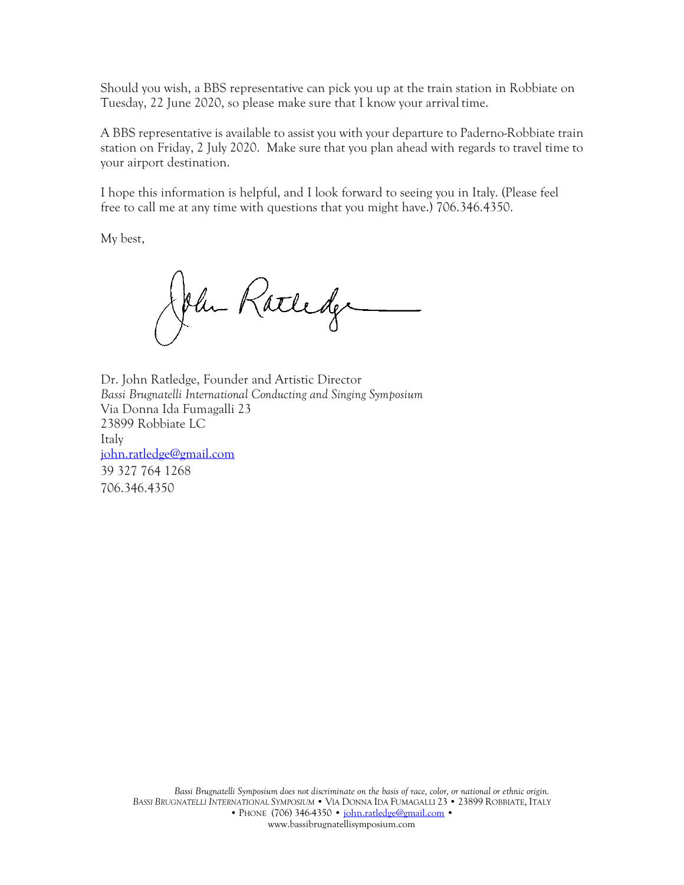Should you wish, a BBS representative can pick you up at the train station in Robbiate on Tuesday, 22 June 2020, so please make sure that I know your arrival time.

A BBS representative is available to assist you with your departure to Paderno-Robbiate train station on Friday, 2 July 2020. Make sure that you plan ahead with regards to travel time to your airport destination.

I hope this information is helpful, and I look forward to seeing you in Italy. (Please feel free to call me at any time with questions that you might have.) 706.346.4350.

My best,

John Ratledge

Dr. John Ratledge, Founder and Artistic Director
*Bassi Brugnatelli International Conducting and Singing Symposium*
Via Donna Ida Fumagalli 23
23899 Robbiate LC
Italy
john.ratledge@gmail.com
39 327 764 1268
706.346.4350

*Bassi Brugnatelli Symposium does not discriminate on the basis of race, color, or national or ethnic origin.*
*Bassi Brugnatelli International Symposium* • Via Donna Ida Fumagalli 23 • 23899 Robbiate, Italy
• Phone (706) 346-4350 • john.ratledge@gmail.com •
www.bassibrugnatellisymposium.com